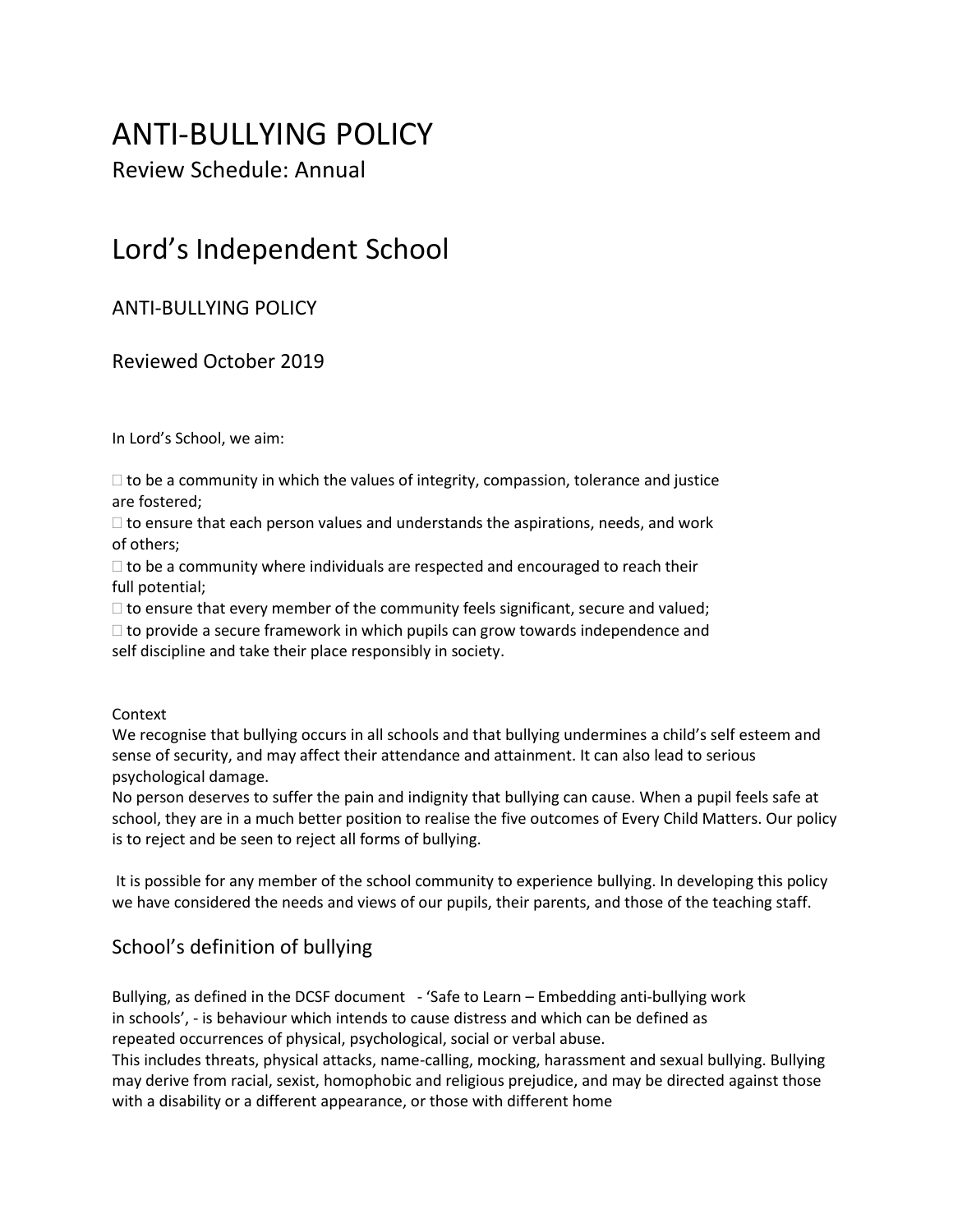# ANTI-BULLYING POLICY

Review Schedule: Annual

# Lord's Independent School

## ANTI-BULLYING POLICY

Reviewed October 2019

In Lord's School, we aim:

- to be a community in which the values of integrity, compassion, tolerance and justice are fostered;
- to ensure that each person values and understands the aspirations, needs, and work of others;
- to be a community where individuals are respected and encouraged to reach their full potential;
- to ensure that every member of the community feels significant, secure and valued;
- to provide a secure framework in which pupils can grow towards independence and self discipline and take their place responsibly in society.

Context

We recognise that bullying occurs in all schools and that bullying undermines a child's self esteem and sense of security, and may affect their attendance and attainment. It can also lead to serious psychological damage.

No person deserves to suffer the pain and indignity that bullying can cause. When a pupil feels safe at school, they are in a much better position to realise the five outcomes of Every Child Matters. Our policy is to reject and be seen to reject all forms of bullying.

It is possible for any member of the school community to experience bullying. In developing this policy we have considered the needs and views of our pupils, their parents, and those of the teaching staff.

## School's definition of bullying

Bullying, as defined in the DCSF document - 'Safe to Learn – Embedding anti-bullying work in schools', - is behaviour which intends to cause distress and which can be defined as repeated occurrences of physical, psychological, social or verbal abuse.

This includes threats, physical attacks, name-calling, mocking, harassment and sexual bullying. Bullying may derive from racial, sexist, homophobic and religious prejudice, and may be directed against those with a disability or a different appearance, or those with different home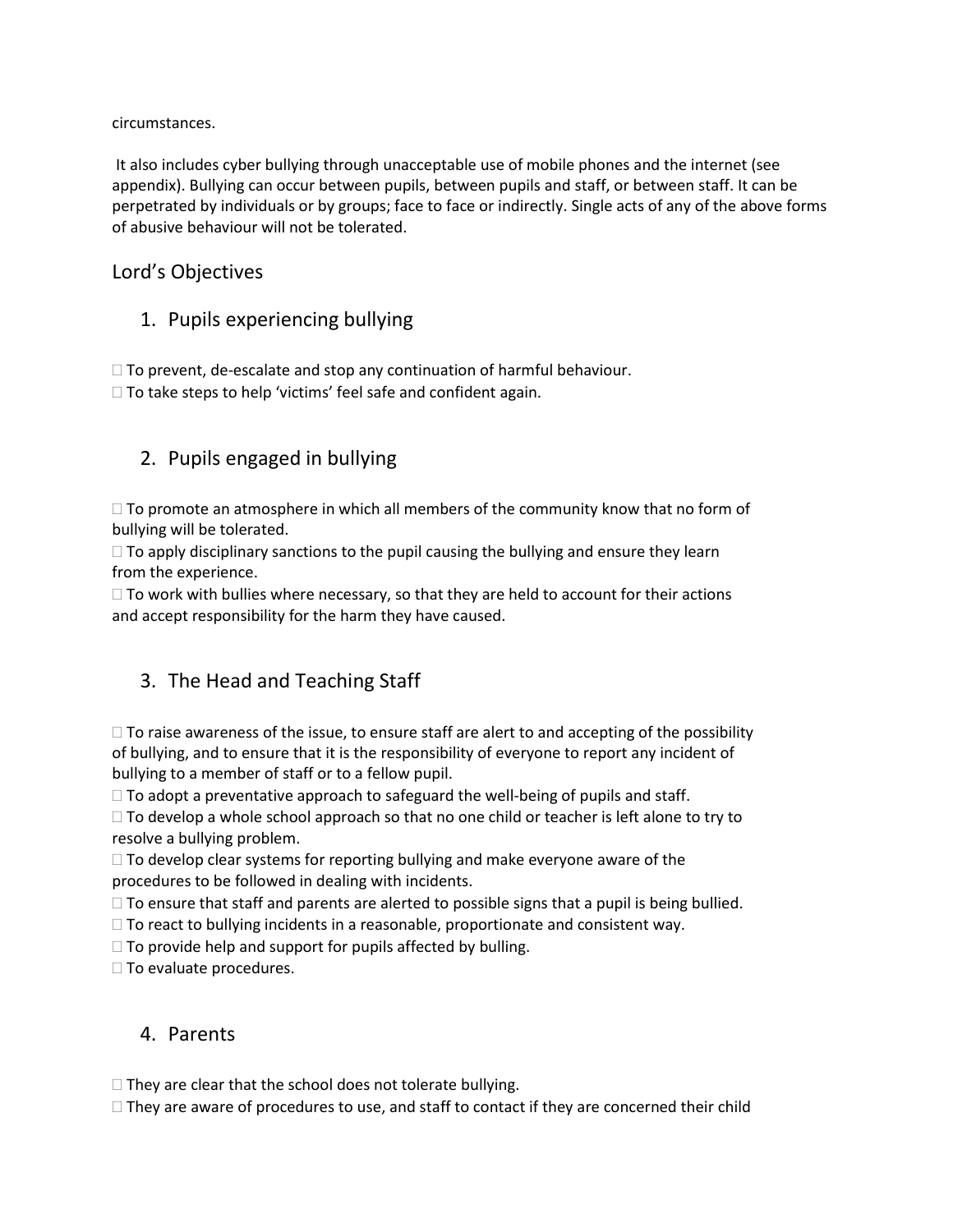circumstances.

It also includes cyber bullying through unacceptable use of mobile phones and the internet (see appendix). Bullying can occur between pupils, between pupils and staff, or between staff. It can be perpetrated by individuals or by groups; face to face or indirectly. Single acts of any of the above forms of abusive behaviour will not be tolerated.

## Lord's Objectives

### 1. Pupils experiencing bullying

- To prevent, de-escalate and stop any continuation of harmful behaviour.
- To take steps to help 'victims' feel safe and confident again.

### 2. Pupils engaged in bullying

- To promote an atmosphere in which all members of the community know that no form of bullying will be tolerated.
- To apply disciplinary sanctions to the pupil causing the bullying and ensure they learn from the experience.
- To work with bullies where necessary, so that they are held to account for their actions and accept responsibility for the harm they have caused.

### 3. The Head and Teaching Staff

- To raise awareness of the issue, to ensure staff are alert to and accepting of the possibility of bullying, and to ensure that it is the responsibility of everyone to report any incident of bullying to a member of staff or to a fellow pupil.
- To adopt a preventative approach to safeguard the well-being of pupils and staff.
- To develop a whole school approach so that no one child or teacher is left alone to try to resolve a bullying problem.
- To develop clear systems for reporting bullying and make everyone aware of the procedures to be followed in dealing with incidents.
- To ensure that staff and parents are alerted to possible signs that a pupil is being bullied.
- To react to bullying incidents in a reasonable, proportionate and consistent way.
- To provide help and support for pupils affected by bulling.
- To evaluate procedures.

### 4. Parents

- They are clear that the school does not tolerate bullying.
- They are aware of procedures to use, and staff to contact if they are concerned their child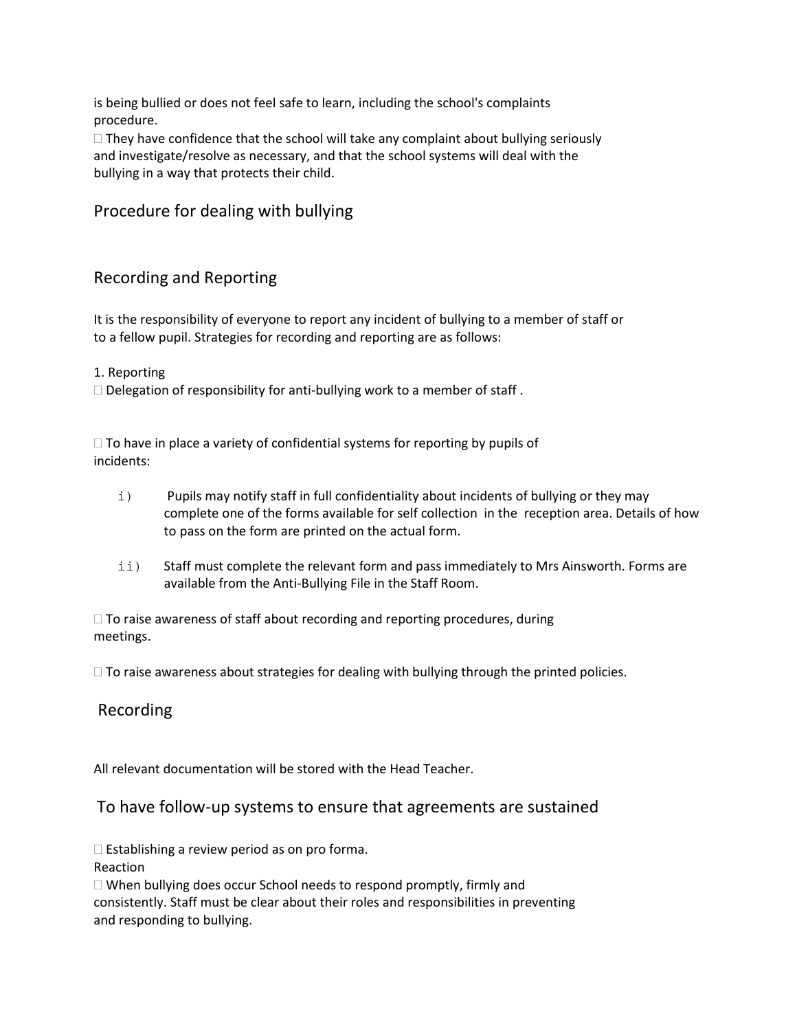is being bullied or does not feel safe to learn, including the school's complaints procedure.

- They have confidence that the school will take any complaint about bullying seriously and investigate/resolve as necessary, and that the school systems will deal with the bullying in a way that protects their child.

## Procedure for dealing with bullying

## Recording and Reporting

It is the responsibility of everyone to report any incident of bullying to a member of staff or to a fellow pupil. Strategies for recording and reporting are as follows:

1. Reporting

- Delegation of responsibility for anti-bullying work to a member of staff .

- To have in place a variety of confidential systems for reporting by pupils of incidents:

   i) Pupils may notify staff in full confidentiality about incidents of bullying or they may complete one of the forms available for self collection in the reception area. Details of how to pass on the form are printed on the actual form.

   ii) Staff must complete the relevant form and pass immediately to Mrs Ainsworth. Forms are available from the Anti-Bullying File in the Staff Room.

- To raise awareness of staff about recording and reporting procedures, during meetings.

- To raise awareness about strategies for dealing with bullying through the printed policies.

## Recording

All relevant documentation will be stored with the Head Teacher.

## To have follow-up systems to ensure that agreements are sustained

- Establishing a review period as on pro forma.

Reaction

- When bullying does occur School needs to respond promptly, firmly and consistently. Staff must be clear about their roles and responsibilities in preventing and responding to bullying.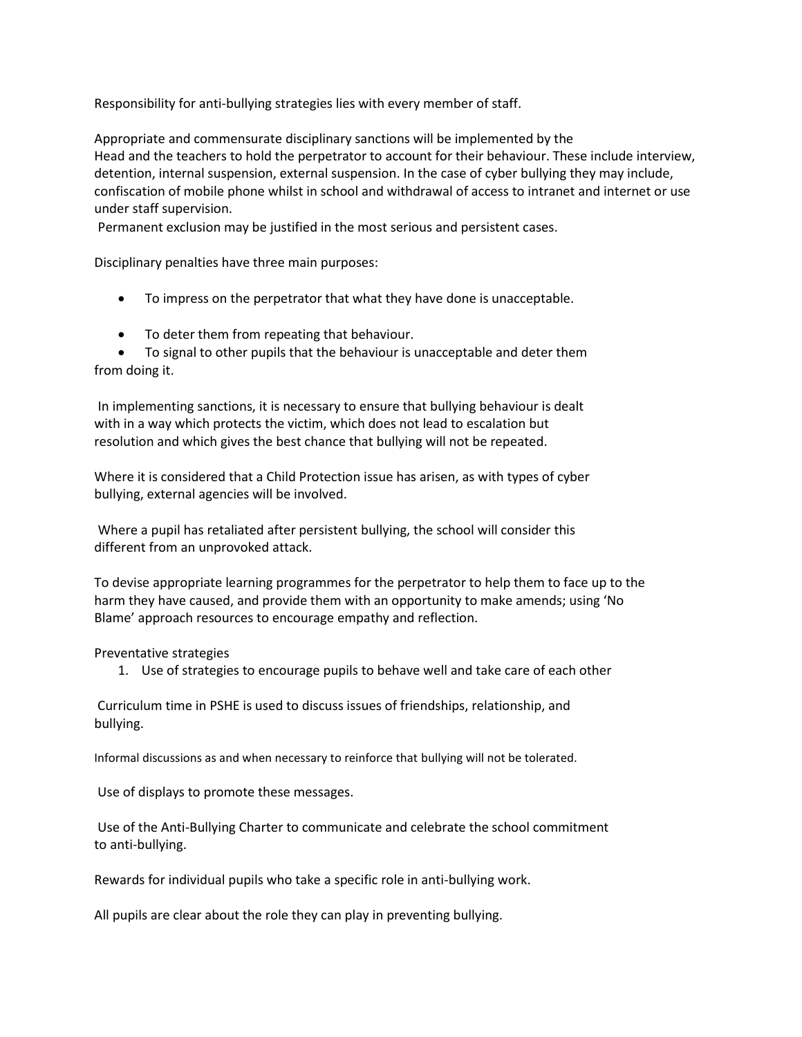Responsibility for anti-bullying strategies lies with every member of staff.

Appropriate and commensurate disciplinary sanctions will be implemented by the Head and the teachers to hold the perpetrator to account for their behaviour. These include interview, detention, internal suspension, external suspension. In the case of cyber bullying they may include, confiscation of mobile phone whilst in school and withdrawal of access to intranet and internet or use under staff supervision.

Permanent exclusion may be justified in the most serious and persistent cases.

Disciplinary penalties have three main purposes:

- To impress on the perpetrator that what they have done is unacceptable.
- To deter them from repeating that behaviour.
- To signal to other pupils that the behaviour is unacceptable and deter them from doing it.

In implementing sanctions, it is necessary to ensure that bullying behaviour is dealt with in a way which protects the victim, which does not lead to escalation but resolution and which gives the best chance that bullying will not be repeated.

Where it is considered that a Child Protection issue has arisen, as with types of cyber bullying, external agencies will be involved.

Where a pupil has retaliated after persistent bullying, the school will consider this different from an unprovoked attack.

To devise appropriate learning programmes for the perpetrator to help them to face up to the harm they have caused, and provide them with an opportunity to make amends; using 'No Blame' approach resources to encourage empathy and reflection.

Preventative strategies

1. Use of strategies to encourage pupils to behave well and take care of each other

Curriculum time in PSHE is used to discuss issues of friendships, relationship, and bullying.

Informal discussions as and when necessary to reinforce that bullying will not be tolerated.

Use of displays to promote these messages.

Use of the Anti-Bullying Charter to communicate and celebrate the school commitment to anti-bullying.

Rewards for individual pupils who take a specific role in anti-bullying work.

All pupils are clear about the role they can play in preventing bullying.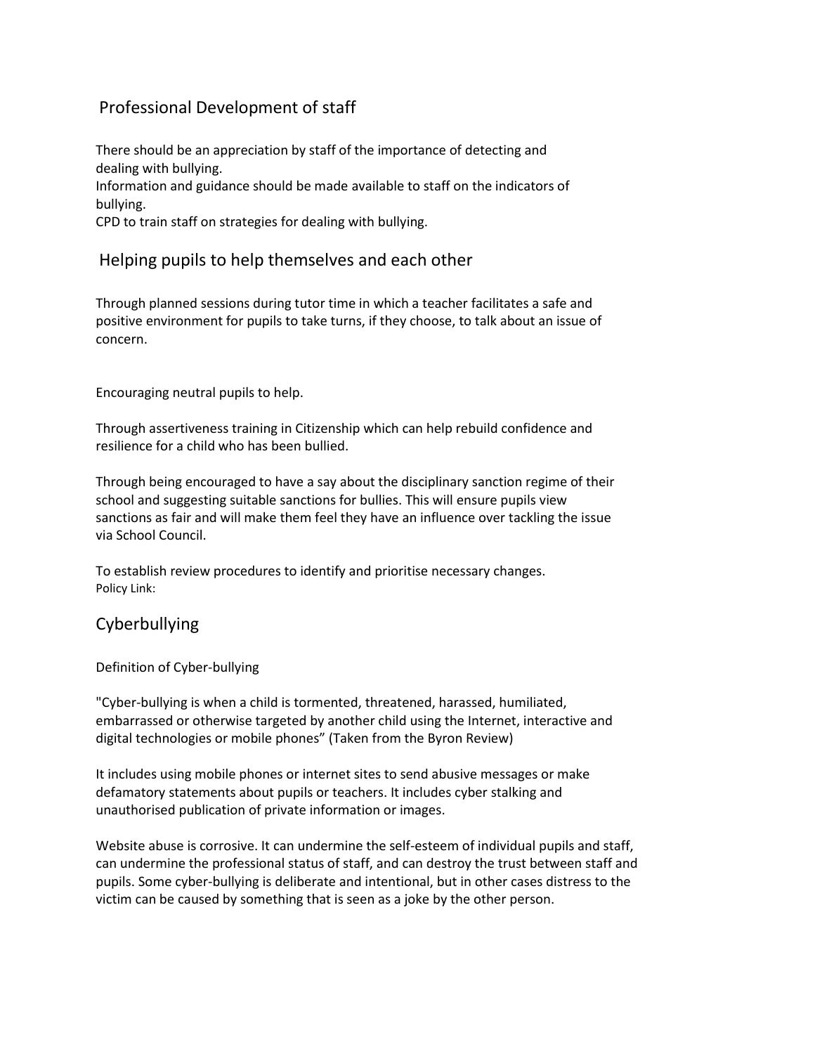## Professional Development of staff

There should be an appreciation by staff of the importance of detecting and dealing with bullying.
Information and guidance should be made available to staff on the indicators of bullying.
CPD to train staff on strategies for dealing with bullying.

## Helping pupils to help themselves and each other

Through planned sessions during tutor time in which a teacher facilitates a safe and positive environment for pupils to take turns, if they choose, to talk about an issue of concern.

Encouraging neutral pupils to help.

Through assertiveness training in Citizenship which can help rebuild confidence and resilience for a child who has been bullied.

Through being encouraged to have a say about the disciplinary sanction regime of their school and suggesting suitable sanctions for bullies. This will ensure pupils view sanctions as fair and will make them feel they have an influence over tackling the issue via School Council.

To establish review procedures to identify and prioritise necessary changes.
Policy Link:

## Cyberbullying

Definition of Cyber-bullying

"Cyber-bullying is when a child is tormented, threatened, harassed, humiliated, embarrassed or otherwise targeted by another child using the Internet, interactive and digital technologies or mobile phones" (Taken from the Byron Review)

It includes using mobile phones or internet sites to send abusive messages or make defamatory statements about pupils or teachers. It includes cyber stalking and unauthorised publication of private information or images.

Website abuse is corrosive. It can undermine the self-esteem of individual pupils and staff, can undermine the professional status of staff, and can destroy the trust between staff and pupils. Some cyber-bullying is deliberate and intentional, but in other cases distress to the victim can be caused by something that is seen as a joke by the other person.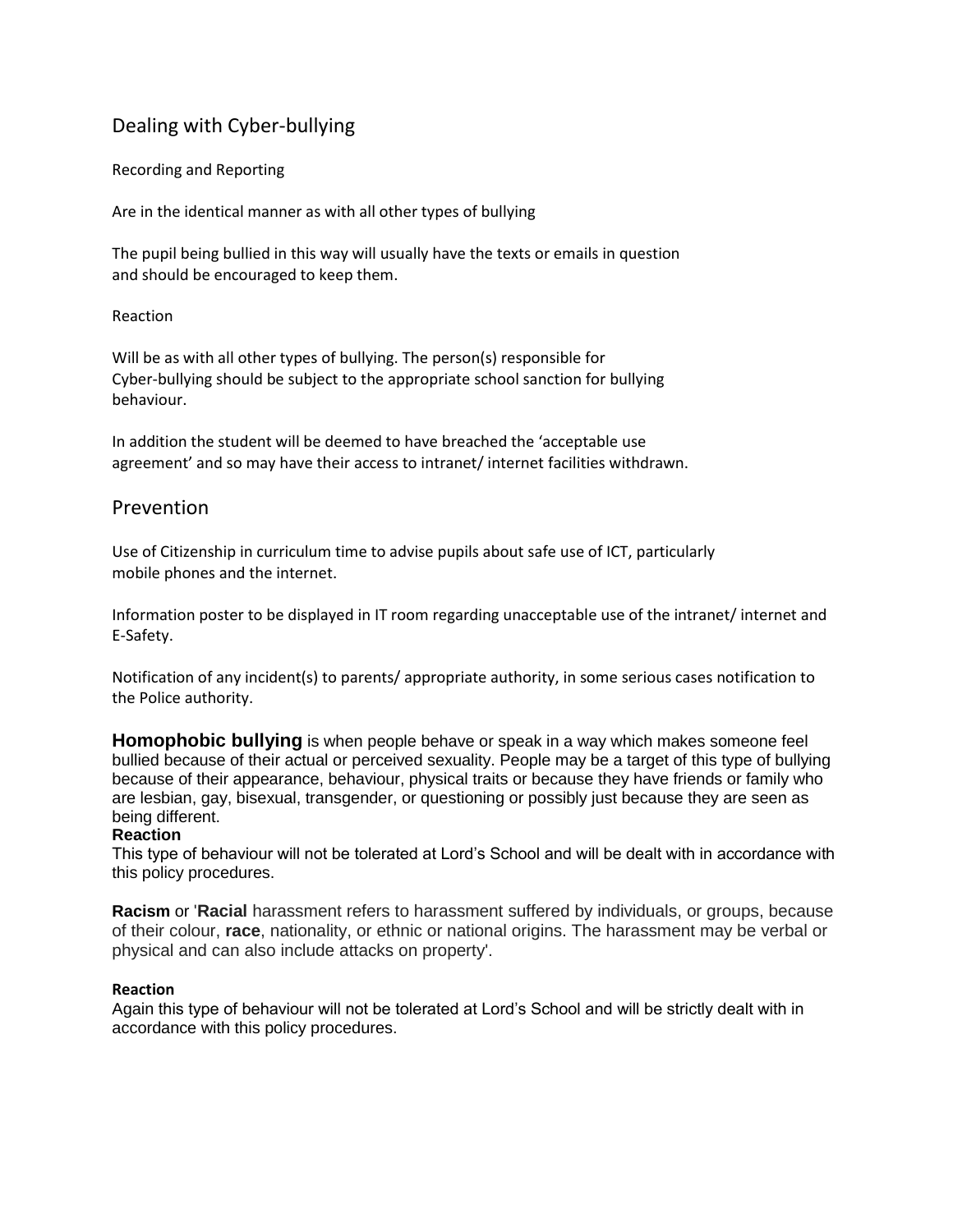## Dealing with Cyber-bullying

Recording and Reporting

Are in the identical manner as with all other types of bullying

The pupil being bullied in this way will usually have the texts or emails in question and should be encouraged to keep them.

Reaction

Will be as with all other types of bullying. The person(s) responsible for Cyber-bullying should be subject to the appropriate school sanction for bullying behaviour.

In addition the student will be deemed to have breached the 'acceptable use agreement' and so may have their access to intranet/ internet facilities withdrawn.

## Prevention

Use of Citizenship in curriculum time to advise pupils about safe use of ICT, particularly mobile phones and the internet.

Information poster to be displayed in IT room regarding unacceptable use of the intranet/ internet and E-Safety.

Notification of any incident(s) to parents/ appropriate authority, in some serious cases notification to the Police authority.

**Homophobic bullying** is when people behave or speak in a way which makes someone feel bullied because of their actual or perceived sexuality. People may be a target of this type of bullying because of their appearance, behaviour, physical traits or because they have friends or family who are lesbian, gay, bisexual, transgender, or questioning or possibly just because they are seen as being different.

**Reaction**

This type of behaviour will not be tolerated at Lord's School and will be dealt with in accordance with this policy procedures.

**Racism** or '**Racial** harassment refers to harassment suffered by individuals, or groups, because of their colour, **race**, nationality, or ethnic or national origins. The harassment may be verbal or physical and can also include attacks on property'.

**Reaction**

Again this type of behaviour will not be tolerated at Lord's School and will be strictly dealt with in accordance with this policy procedures.